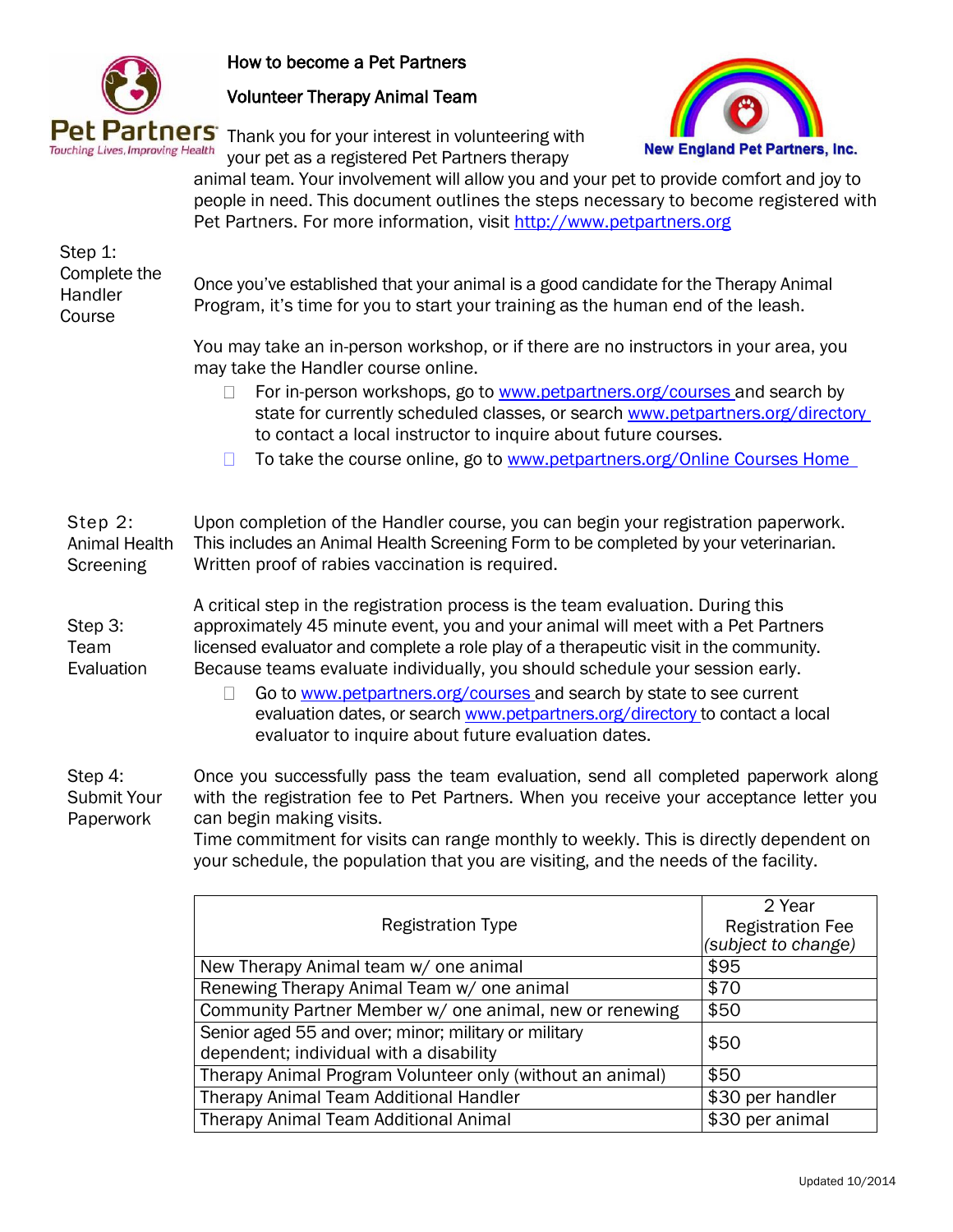# How to become a Pet Partners Volunteer Therapy Animal Team

Pet Partners
Touching Lives, Improving Health

New England Pet Partners, Inc.

Thank you for your interest in volunteering with your pet as a registered Pet Partners therapy animal team. Your involvement will allow you and your pet to provide comfort and joy to people in need. This document outlines the steps necessary to become registered with Pet Partners. For more information, visit http://www.petpartners.org

## Step 1: Complete the Handler Course

Once you've established that your animal is a good candidate for the Therapy Animal Program, it's time for you to start your training as the human end of the leash.

You may take an in-person workshop, or if there are no instructors in your area, you may take the Handler course online.

- For in-person workshops, go to www.petpartners.org/courses and search by state for currently scheduled classes, or search www.petpartners.org/directory to contact a local instructor to inquire about future courses.
- To take the course online, go to www.petpartners.org/Online Courses Home

## Step 2: Animal Health Screening

Upon completion of the Handler course, you can begin your registration paperwork. This includes an Animal Health Screening Form to be completed by your veterinarian. Written proof of rabies vaccination is required.

## Step 3: Team Evaluation

A critical step in the registration process is the team evaluation. During this approximately 45 minute event, you and your animal will meet with a Pet Partners licensed evaluator and complete a role play of a therapeutic visit in the community. Because teams evaluate individually, you should schedule your session early.

- Go to www.petpartners.org/courses and search by state to see current evaluation dates, or search www.petpartners.org/directory to contact a local evaluator to inquire about future evaluation dates.

## Step 4: Submit Your Paperwork

Once you successfully pass the team evaluation, send all completed paperwork along with the registration fee to Pet Partners. When you receive your acceptance letter you can begin making visits.

Time commitment for visits can range monthly to weekly. This is directly dependent on your schedule, the population that you are visiting, and the needs of the facility.

| Registration Type | 2 Year Registration Fee *(subject to change)* |
|---|---|
| New Therapy Animal team w/ one animal | $95 |
| Renewing Therapy Animal Team w/ one animal | $70 |
| Community Partner Member w/ one animal, new or renewing | $50 |
| Senior aged 55 and over; minor; military or military dependent; individual with a disability | $50 |
| Therapy Animal Program Volunteer only (without an animal) | $50 |
| Therapy Animal Team Additional Handler | $30 per handler |
| Therapy Animal Team Additional Animal | $30 per animal |

Updated 10/2014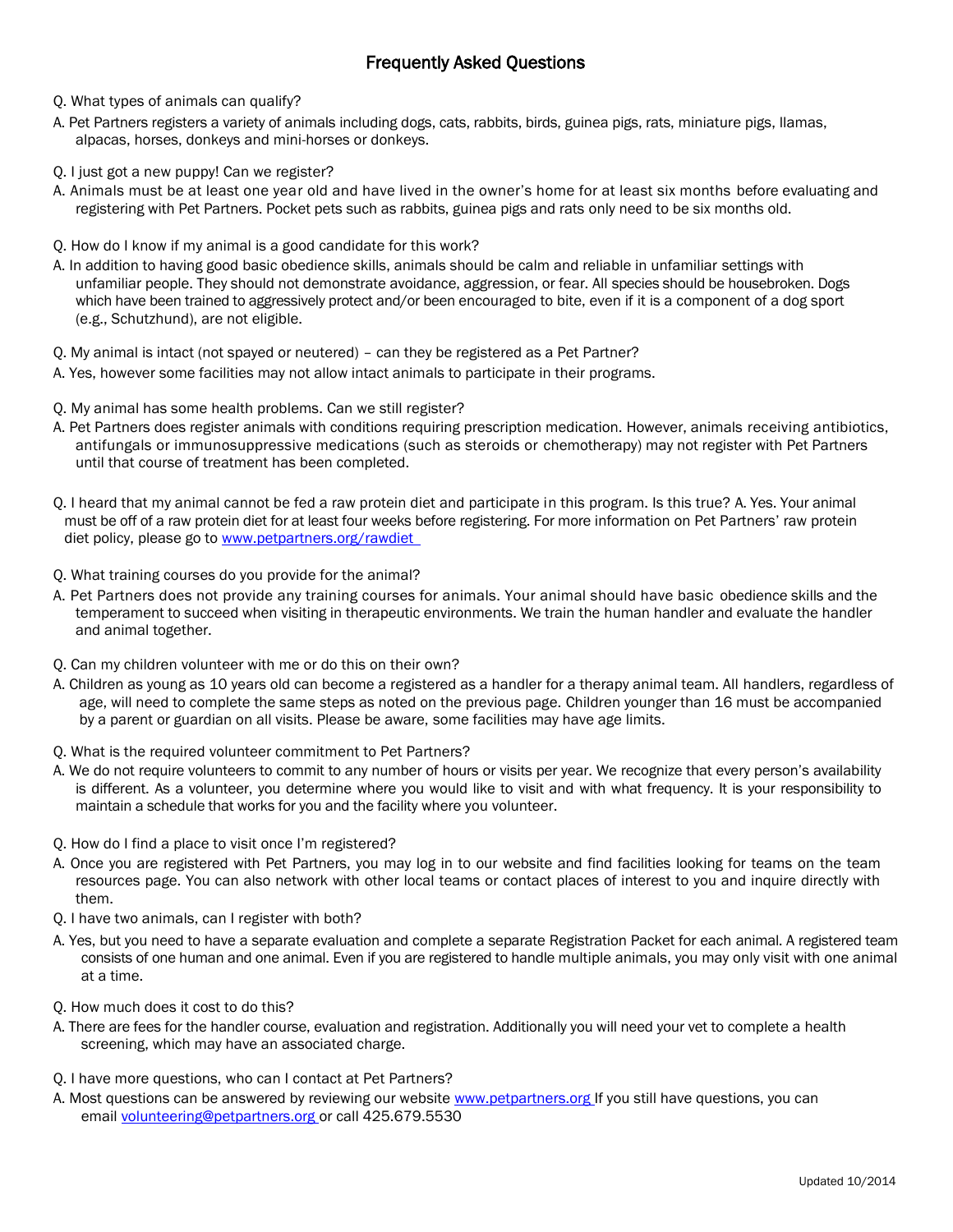## Frequently Asked Questions

Q. What types of animals can qualify?

A. Pet Partners registers a variety of animals including dogs, cats, rabbits, birds, guinea pigs, rats, miniature pigs, llamas, alpacas, horses, donkeys and mini-horses or donkeys.

Q. I just got a new puppy! Can we register?

A. Animals must be at least one year old and have lived in the owner's home for at least six months before evaluating and registering with Pet Partners. Pocket pets such as rabbits, guinea pigs and rats only need to be six months old.

Q. How do I know if my animal is a good candidate for this work?

A. In addition to having good basic obedience skills, animals should be calm and reliable in unfamiliar settings with unfamiliar people. They should not demonstrate avoidance, aggression, or fear. All species should be housebroken. Dogs which have been trained to aggressively protect and/or been encouraged to bite, even if it is a component of a dog sport (e.g., Schutzhund), are not eligible.

Q. My animal is intact (not spayed or neutered) – can they be registered as a Pet Partner?

A. Yes, however some facilities may not allow intact animals to participate in their programs.

Q. My animal has some health problems. Can we still register?

A. Pet Partners does register animals with conditions requiring prescription medication. However, animals receiving antibiotics, antifungals or immunosuppressive medications (such as steroids or chemotherapy) may not register with Pet Partners until that course of treatment has been completed.

Q. I heard that my animal cannot be fed a raw protein diet and participate in this program. Is this true? A. Yes. Your animal must be off of a raw protein diet for at least four weeks before registering. For more information on Pet Partners' raw protein diet policy, please go to www.petpartners.org/rawdiet

Q. What training courses do you provide for the animal?

A. Pet Partners does not provide any training courses for animals. Your animal should have basic obedience skills and the temperament to succeed when visiting in therapeutic environments. We train the human handler and evaluate the handler and animal together.

Q. Can my children volunteer with me or do this on their own?

A. Children as young as 10 years old can become a registered as a handler for a therapy animal team. All handlers, regardless of age, will need to complete the same steps as noted on the previous page. Children younger than 16 must be accompanied by a parent or guardian on all visits. Please be aware, some facilities may have age limits.

Q. What is the required volunteer commitment to Pet Partners?

A. We do not require volunteers to commit to any number of hours or visits per year. We recognize that every person's availability is different. As a volunteer, you determine where you would like to visit and with what frequency. It is your responsibility to maintain a schedule that works for you and the facility where you volunteer.

Q. How do I find a place to visit once I'm registered?

A. Once you are registered with Pet Partners, you may log in to our website and find facilities looking for teams on the team resources page. You can also network with other local teams or contact places of interest to you and inquire directly with them.

Q. I have two animals, can I register with both?

A. Yes, but you need to have a separate evaluation and complete a separate Registration Packet for each animal. A registered team consists of one human and one animal. Even if you are registered to handle multiple animals, you may only visit with one animal at a time.

Q. How much does it cost to do this?

A. There are fees for the handler course, evaluation and registration. Additionally you will need your vet to complete a health screening, which may have an associated charge.

Q. I have more questions, who can I contact at Pet Partners?

A. Most questions can be answered by reviewing our website www.petpartners.org If you still have questions, you can email volunteering@petpartners.org or call 425.679.5530

Updated 10/2014